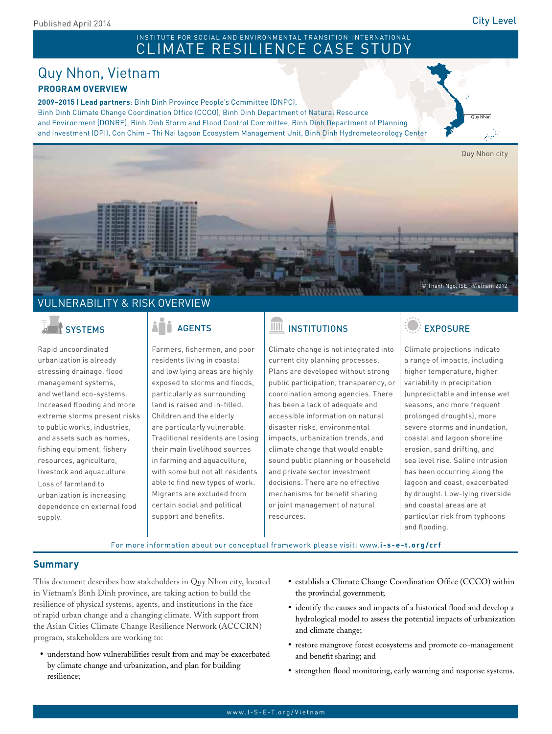Published April 2014

City Level

INSTITUTE FOR SOCIAL AND ENVIRONMENTAL TRANSITION-INTERNATIONAL

# CLIMATE RESILIENCE CASE STUDY

## Quy Nhon, Vietnam

**PROGRAM OVERVIEW**

**2009–2015 | Lead partners**: Binh Dinh Province People's Committee (DNPC), Binh Dinh Climate Change Coordination Office (CCCO), Binh Dinh Department of Natural Resource and Environment (DONRE), Binh Dinh Storm and Flood Control Committee, Binh Dinh Department of Planning and Investment (DPI), Con Chim – Thi Nai lagoon Ecosystem Management Unit, Binh Dinh Hydrometeorology Center

Quy Nhon city

© Thanh Ngo, ISET-Vietnam 2012

## VULNERABILITY & RISK OVERVIEW

### SYSTEMS

Rapid uncoordinated urbanization is already stressing drainage, flood management systems, and wetland eco-systems. Increased flooding and more extreme storms present risks to public works, industries, and assets such as homes, fishing equipment, fishery resources, agriculture, livestock and aquaculture. Loss of farmland to urbanization is increasing dependence on external food supply.

### AGENTS

Farmers, fishermen, and poor residents living in coastal and low lying areas are highly exposed to storms and floods, particularly as surrounding land is raised and in-filled. Children and the elderly are particularly vulnerable. Traditional residents are losing their main livelihood sources in farming and aquaculture, with some but not all residents able to find new types of work. Migrants are excluded from certain social and political support and benefits.

### INSTITUTIONS

Climate change is not integrated into current city planning processes. Plans are developed without strong public participation, transparency, or coordination among agencies. There has been a lack of adequate and accessible information on natural disaster risks, environmental impacts, urbanization trends, and climate change that would enable sound public planning or household and private sector investment decisions. There are no effective mechanisms for benefit sharing or joint management of natural resources.

### EXPOSURE

Climate projections indicate a range of impacts, including higher temperature, higher variability in precipitation (unpredictable and intense wet seasons, and more frequent prolonged droughts), more severe storms and inundation, coastal and lagoon shoreline erosion, sand drifting, and sea level rise. Saline intrusion has been occurring along the lagoon and coast, exacerbated by drought. Low-lying riverside and coastal areas are at particular risk from typhoons and flooding.

For more information about our conceptual framework please visit: www.**i-s-e-t.org/crf**

## Summary

This document describes how stakeholders in Quy Nhon city, located in Vietnam's Binh Dinh province, are taking action to build the resilience of physical systems, agents, and institutions in the face of rapid urban change and a changing climate. With support from the Asian Cities Climate Change Resilience Network (ACCCRN) program, stakeholders are working to:

- understand how vulnerabilities result from and may be exacerbated by climate change and urbanization, and plan for building resilience;
- establish a Climate Change Coordination Office (CCCO) within the provincial government;
- identify the causes and impacts of a historical flood and develop a hydrological model to assess the potential impacts of urbanization and climate change;
- restore mangrove forest ecosystems and promote co-management and benefit sharing; and
- strengthen flood monitoring, early warning and response systems.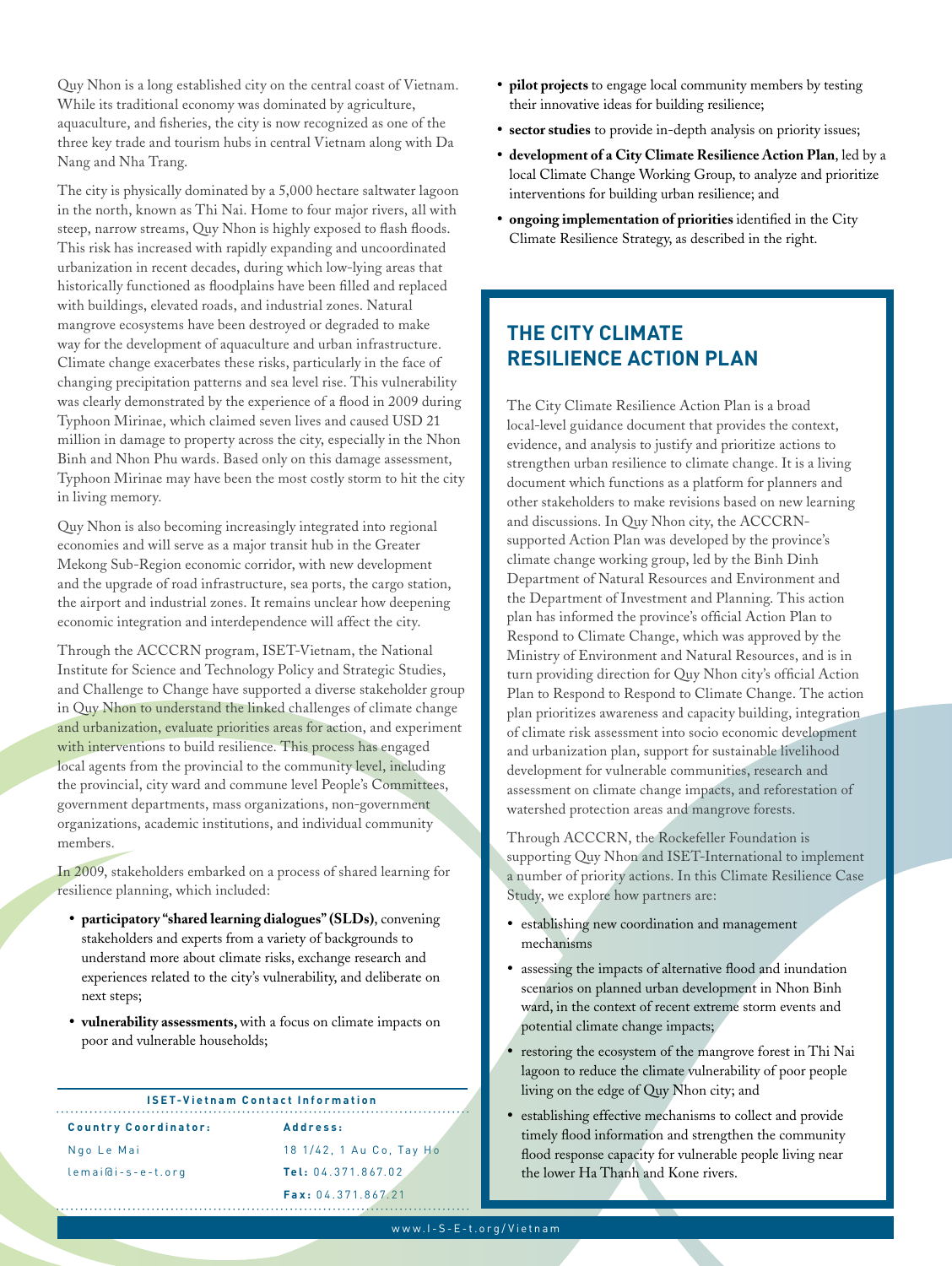Quy Nhon is a long established city on the central coast of Vietnam. While its traditional economy was dominated by agriculture, aquaculture, and fisheries, the city is now recognized as one of the three key trade and tourism hubs in central Vietnam along with Da Nang and Nha Trang.

The city is physically dominated by a 5,000 hectare saltwater lagoon in the north, known as Thi Nai. Home to four major rivers, all with steep, narrow streams, Quy Nhon is highly exposed to flash floods. This risk has increased with rapidly expanding and uncoordinated urbanization in recent decades, during which low-lying areas that historically functioned as floodplains have been filled and replaced with buildings, elevated roads, and industrial zones. Natural mangrove ecosystems have been destroyed or degraded to make way for the development of aquaculture and urban infrastructure. Climate change exacerbates these risks, particularly in the face of changing precipitation patterns and sea level rise. This vulnerability was clearly demonstrated by the experience of a flood in 2009 during Typhoon Mirinae, which claimed seven lives and caused USD 21 million in damage to property across the city, especially in the Nhon Binh and Nhon Phu wards. Based only on this damage assessment, Typhoon Mirinae may have been the most costly storm to hit the city in living memory.

Quy Nhon is also becoming increasingly integrated into regional economies and will serve as a major transit hub in the Greater Mekong Sub-Region economic corridor, with new development and the upgrade of road infrastructure, sea ports, the cargo station, the airport and industrial zones. It remains unclear how deepening economic integration and interdependence will affect the city.

Through the ACCCRN program, ISET-Vietnam, the National Institute for Science and Technology Policy and Strategic Studies, and Challenge to Change have supported a diverse stakeholder group in Quy Nhon to understand the linked challenges of climate change and urbanization, evaluate priorities areas for action, and experiment with interventions to build resilience. This process has engaged local agents from the provincial to the community level, including the provincial, city ward and commune level People's Committees, government departments, mass organizations, non-government organizations, academic institutions, and individual community members.

In 2009, stakeholders embarked on a process of shared learning for resilience planning, which included:

- **participatory "shared learning dialogues" (SLDs)**, convening stakeholders and experts from a variety of backgrounds to understand more about climate risks, exchange research and experiences related to the city's vulnerability, and deliberate on next steps;
- **vulnerability assessments,** with a focus on climate impacts on poor and vulnerable households;
- **pilot projects** to engage local community members by testing their innovative ideas for building resilience;
- **sector studies** to provide in-depth analysis on priority issues;
- **development of a City Climate Resilience Action Plan**, led by a local Climate Change Working Group, to analyze and prioritize interventions for building urban resilience; and
- **ongoing implementation of priorities** identified in the City Climate Resilience Strategy, as described in the right.

**ISET-Vietnam Contact Information**

**Country Coordinator:**
Ngo Le Mai
lemai@i-s-e-t.org

**Address:**
18 1/42, 1 Au Co, Tay Ho
**Tel:** 04.371.867.02
**Fax:** 04.371.867.21

## THE CITY CLIMATE RESILIENCE ACTION PLAN

The City Climate Resilience Action Plan is a broad local-level guidance document that provides the context, evidence, and analysis to justify and prioritize actions to strengthen urban resilience to climate change. It is a living document which functions as a platform for planners and other stakeholders to make revisions based on new learning and discussions. In Quy Nhon city, the ACCCRN-supported Action Plan was developed by the province's climate change working group, led by the Binh Dinh Department of Natural Resources and Environment and the Department of Investment and Planning. This action plan has informed the province's official Action Plan to Respond to Climate Change, which was approved by the Ministry of Environment and Natural Resources, and is in turn providing direction for Quy Nhon city's official Action Plan to Respond to Respond to Climate Change. The action plan prioritizes awareness and capacity building, integration of climate risk assessment into socio economic development and urbanization plan, support for sustainable livelihood development for vulnerable communities, research and assessment on climate change impacts, and reforestation of watershed protection areas and mangrove forests.

Through ACCCRN, the Rockefeller Foundation is supporting Quy Nhon and ISET-International to implement a number of priority actions. In this Climate Resilience Case Study, we explore how partners are:

- establishing new coordination and management mechanisms
- assessing the impacts of alternative flood and inundation scenarios on planned urban development in Nhon Binh ward, in the context of recent extreme storm events and potential climate change impacts;
- restoring the ecosystem of the mangrove forest in Thi Nai lagoon to reduce the climate vulnerability of poor people living on the edge of Quy Nhon city; and
- establishing effective mechanisms to collect and provide timely flood information and strengthen the community flood response capacity for vulnerable people living near the lower Ha Thanh and Kone rivers.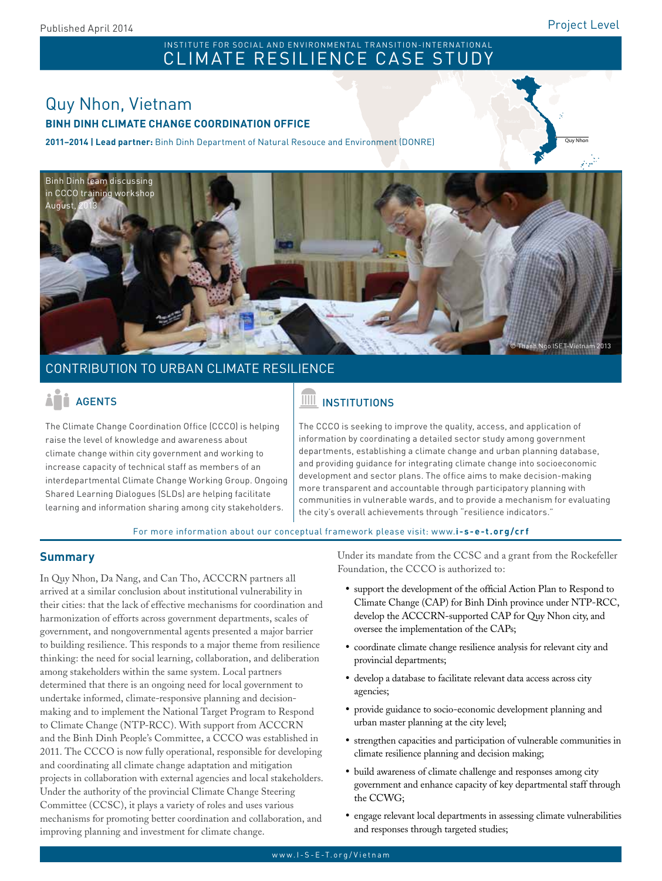Published April 2014

Project Level

INSTITUTE FOR SOCIAL AND ENVIRONMENTAL TRANSITION-INTERNATIONAL

# CLIMATE RESILIENCE CASE STUDY

## Quy Nhon, Vietnam

**BINH DINH CLIMATE CHANGE COORDINATION OFFICE**

**2011–2014 | Lead partner:** Binh Dinh Department of Natural Resouce and Environment (DONRE)

Binh Dinh team discussing in CCCO training workshop August, 2013

© Thanh Ngo ISET-Vietnam 2013

## CONTRIBUTION TO URBAN CLIMATE RESILIENCE

### AGENTS

The Climate Change Coordination Office (CCCO) is helping raise the level of knowledge and awareness about climate change within city government and working to increase capacity of technical staff as members of an interdepartmental Climate Change Working Group. Ongoing Shared Learning Dialogues (SLDs) are helping facilitate learning and information sharing among city stakeholders.

### INSTITUTIONS

The CCCO is seeking to improve the quality, access, and application of information by coordinating a detailed sector study among government departments, establishing a climate change and urban planning database, and providing guidance for integrating climate change into socioeconomic development and sector plans. The office aims to make decision-making more transparent and accountable through participatory planning with communities in vulnerable wards, and to provide a mechanism for evaluating the city's overall achievements through "resilience indicators."

For more information about our conceptual framework please visit: www.**i-s-e-t.org/crf**

## Summary

In Quy Nhon, Da Nang, and Can Tho, ACCCRN partners all arrived at a similar conclusion about institutional vulnerability in their cities: that the lack of effective mechanisms for coordination and harmonization of efforts across government departments, scales of government, and nongovernmental agents presented a major barrier to building resilience. This responds to a major theme from resilience thinking: the need for social learning, collaboration, and deliberation among stakeholders within the same system. Local partners determined that there is an ongoing need for local government to undertake informed, climate-responsive planning and decision-making and to implement the National Target Program to Respond to Climate Change (NTP-RCC). With support from ACCCRN and the Binh Dinh People's Committee, a CCCO was established in 2011. The CCCO is now fully operational, responsible for developing and coordinating all climate change adaptation and mitigation projects in collaboration with external agencies and local stakeholders. Under the authority of the provincial Climate Change Steering Committee (CCSC), it plays a variety of roles and uses various mechanisms for promoting better coordination and collaboration, and improving planning and investment for climate change.

Under its mandate from the CCSC and a grant from the Rockefeller Foundation, the CCCO is authorized to:

- support the development of the official Action Plan to Respond to Climate Change (CAP) for Binh Dinh province under NTP-RCC, develop the ACCCRN-supported CAP for Quy Nhon city, and oversee the implementation of the CAPs;
- coordinate climate change resilience analysis for relevant city and provincial departments;
- develop a database to facilitate relevant data access across city agencies;
- provide guidance to socio-economic development planning and urban master planning at the city level;
- strengthen capacities and participation of vulnerable communities in climate resilience planning and decision making;
- build awareness of climate challenge and responses among city government and enhance capacity of key departmental staff through the CCWG;
- engage relevant local departments in assessing climate vulnerabilities and responses through targeted studies;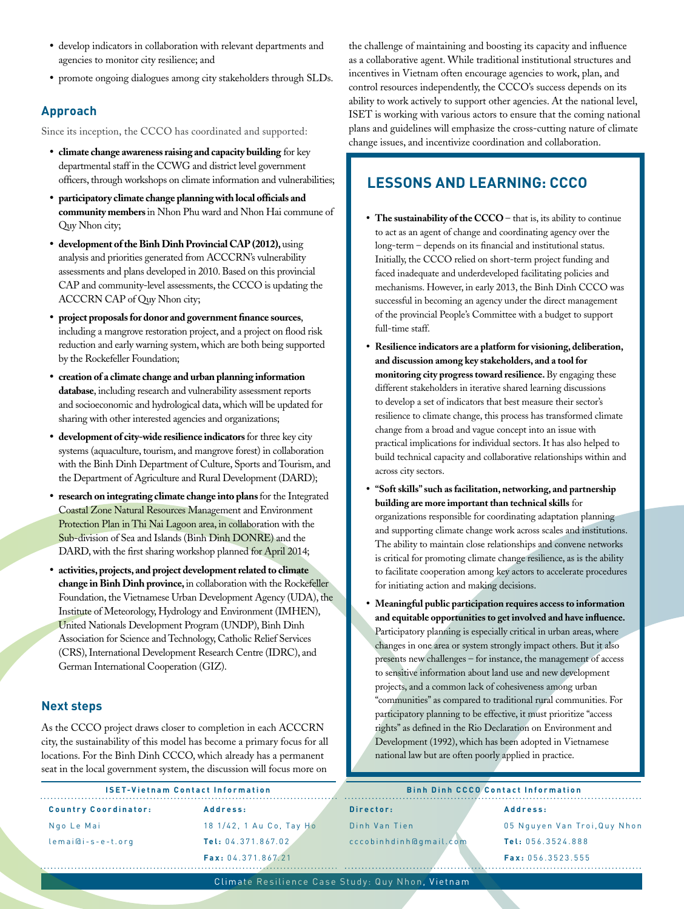- develop indicators in collaboration with relevant departments and agencies to monitor city resilience; and
- promote ongoing dialogues among city stakeholders through SLDs.

## Approach

Since its inception, the CCCO has coordinated and supported:

- **climate change awareness raising and capacity building** for key departmental staff in the CCWG and district level government officers, through workshops on climate information and vulnerabilities;
- **participatory climate change planning with local officials and community members** in Nhon Phu ward and Nhon Hai commune of Quy Nhon city;
- **development of the Binh Dinh Provincial CAP (2012),** using analysis and priorities generated from ACCCRN's vulnerability assessments and plans developed in 2010. Based on this provincial CAP and community-level assessments, the CCCO is updating the ACCCRN CAP of Quy Nhon city;
- **project proposals for donor and government finance sources**, including a mangrove restoration project, and a project on flood risk reduction and early warning system, which are both being supported by the Rockefeller Foundation;
- **creation of a climate change and urban planning information database**, including research and vulnerability assessment reports and socioeconomic and hydrological data, which will be updated for sharing with other interested agencies and organizations;
- **development of city-wide resilience indicators** for three key city systems (aquaculture, tourism, and mangrove forest) in collaboration with the Binh Dinh Department of Culture, Sports and Tourism, and the Department of Agriculture and Rural Development (DARD);
- **research on integrating climate change into plans** for the Integrated Coastal Zone Natural Resources Management and Environment Protection Plan in Thi Nai Lagoon area, in collaboration with the Sub-division of Sea and Islands (Binh Dinh DONRE) and the DARD, with the first sharing workshop planned for April 2014;
- **activities, projects, and project development related to climate change in Binh Dinh province,** in collaboration with the Rockefeller Foundation, the Vietnamese Urban Development Agency (UDA), the Institute of Meteorology, Hydrology and Environment (IMHEN), United Nationals Development Program (UNDP), Binh Dinh Association for Science and Technology, Catholic Relief Services (CRS), International Development Research Centre (IDRC), and German International Cooperation (GIZ).

## Next steps

As the CCCO project draws closer to completion in each ACCCRN city, the sustainability of this model has become a primary focus for all locations. For the Binh Dinh CCCO, which already has a permanent seat in the local government system, the discussion will focus more on the challenge of maintaining and boosting its capacity and influence as a collaborative agent. While traditional institutional structures and incentives in Vietnam often encourage agencies to work, plan, and control resources independently, the CCCO's success depends on its ability to work actively to support other agencies. At the national level, ISET is working with various actors to ensure that the coming national plans and guidelines will emphasize the cross-cutting nature of climate change issues, and incentivize coordination and collaboration.

## LESSONS AND LEARNING: CCCO

- **The sustainability of the CCCO** – that is, its ability to continue to act as an agent of change and coordinating agency over the long-term – depends on its financial and institutional status. Initially, the CCCO relied on short-term project funding and faced inadequate and underdeveloped facilitating policies and mechanisms. However, in early 2013, the Binh Dinh CCCO was successful in becoming an agency under the direct management of the provincial People's Committee with a budget to support full-time staff.
- **Resilience indicators are a platform for visioning, deliberation, and discussion among key stakeholders, and a tool for monitoring city progress toward resilience.** By engaging these different stakeholders in iterative shared learning discussions to develop a set of indicators that best measure their sector's resilience to climate change, this process has transformed climate change from a broad and vague concept into an issue with practical implications for individual sectors. It has also helped to build technical capacity and collaborative relationships within and across city sectors.
- **"Soft skills" such as facilitation, networking, and partnership building are more important than technical skills** for organizations responsible for coordinating adaptation planning and supporting climate change work across scales and institutions. The ability to maintain close relationships and convene networks is critical for promoting climate change resilience, as is the ability to facilitate cooperation among key actors to accelerate procedures for initiating action and making decisions.
- **Meaningful public participation requires access to information and equitable opportunities to get involved and have influence.** Participatory planning is especially critical in urban areas, where changes in one area or system strongly impact others. But it also presents new challenges – for instance, the management of access to sensitive information about land use and new development projects, and a common lack of cohesiveness among urban "communities" as compared to traditional rural communities. For participatory planning to be effective, it must prioritize "access rights" as defined in the Rio Declaration on Environment and Development (1992), which has been adopted in Vietnamese national law but are often poorly applied in practice.

**ISET-Vietnam Contact Information**

**Country Coordinator:**
Ngo Le Mai
lemai@i-s-e-t.org

**Address:**
18 1/42, 1 Au Co, Tay Ho
**Tel:** 04.371.867.02
**Fax:** 04.371.867.21

**Binh Dinh CCCO Contact Information**

**Director:**
Dinh Van Tien
cccobinhdinh@gmail.com

**Address:**
05 Nguyen Van Troi,Quy Nhon
**Tel:** 056.3524.888
**Fax:** 056.3523.555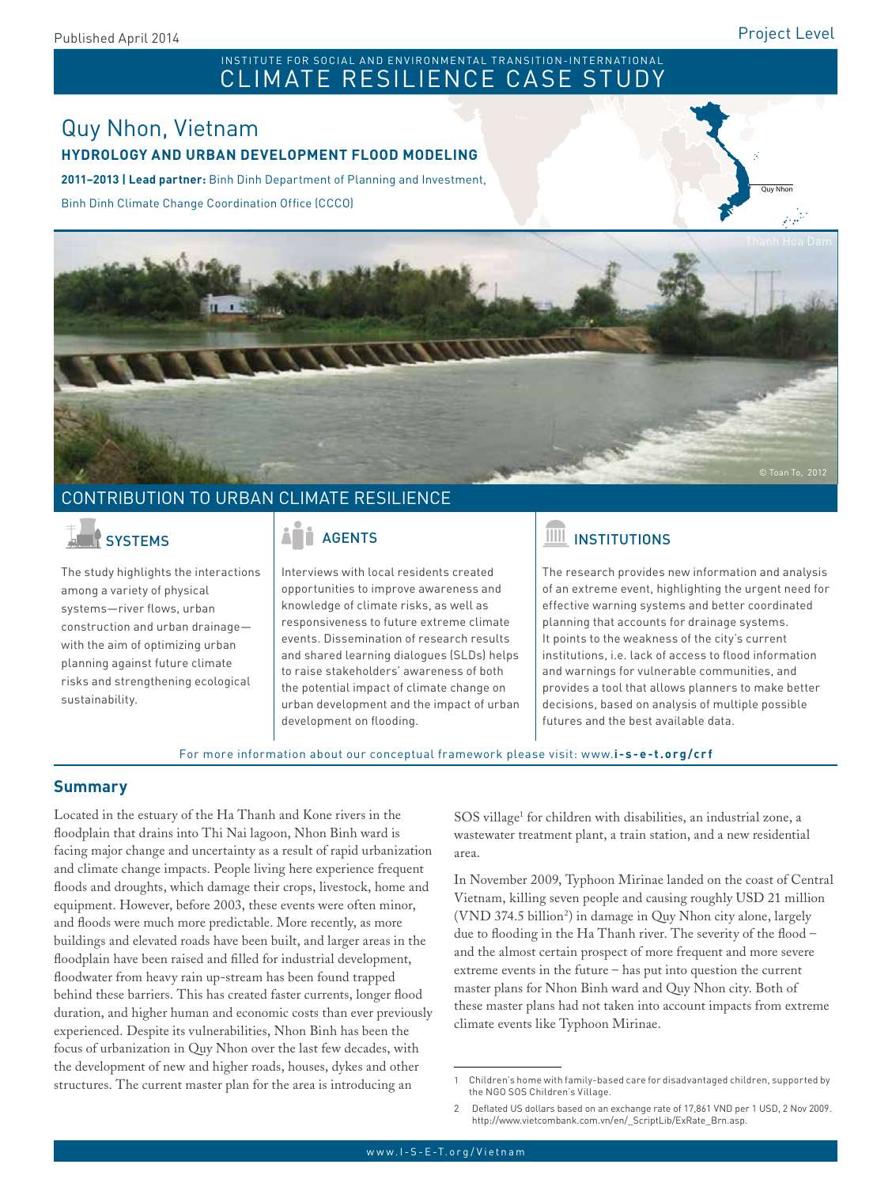Published April 2014

Project Level

INSTITUTE FOR SOCIAL AND ENVIRONMENTAL TRANSITION-INTERNATIONAL

# CLIMATE RESILIENCE CASE STUDY

## Quy Nhon, Vietnam

### HYDROLOGY AND URBAN DEVELOPMENT FLOOD MODELING

**2011–2013 | Lead partner:** Binh Dinh Department of Planning and Investment, Binh Dinh Climate Change Coordination Office (CCCO)

Thanh Hoa Dam

© Toan To, 2012

## CONTRIBUTION TO URBAN CLIMATE RESILIENCE

### SYSTEMS

The study highlights the interactions among a variety of physical systems—river flows, urban construction and urban drainage—with the aim of optimizing urban planning against future climate risks and strengthening ecological sustainability.

### AGENTS

Interviews with local residents created opportunities to improve awareness and knowledge of climate risks, as well as responsiveness to future extreme climate events. Dissemination of research results and shared learning dialogues (SLDs) helps to raise stakeholders' awareness of both the potential impact of climate change on urban development and the impact of urban development on flooding.

### INSTITUTIONS

The research provides new information and analysis of an extreme event, highlighting the urgent need for effective warning systems and better coordinated planning that accounts for drainage systems. It points to the weakness of the city's current institutions, i.e. lack of access to flood information and warnings for vulnerable communities, and provides a tool that allows planners to make better decisions, based on analysis of multiple possible futures and the best available data.

For more information about our conceptual framework please visit: www.**i-s-e-t.org/crf**

## Summary

Located in the estuary of the Ha Thanh and Kone rivers in the floodplain that drains into Thi Nai lagoon, Nhon Binh ward is facing major change and uncertainty as a result of rapid urbanization and climate change impacts. People living here experience frequent floods and droughts, which damage their crops, livestock, home and equipment. However, before 2003, these events were often minor, and floods were much more predictable. More recently, as more buildings and elevated roads have been built, and larger areas in the floodplain have been raised and filled for industrial development, floodwater from heavy rain up-stream has been found trapped behind these barriers. This has created faster currents, longer flood duration, and higher human and economic costs than ever previously experienced. Despite its vulnerabilities, Nhon Binh has been the focus of urbanization in Quy Nhon over the last few decades, with the development of new and higher roads, houses, dykes and other structures. The current master plan for the area is introducing an SOS village[1] for children with disabilities, an industrial zone, a wastewater treatment plant, a train station, and a new residential area.

In November 2009, Typhoon Mirinae landed on the coast of Central Vietnam, killing seven people and causing roughly USD 21 million (VND 374.5 billion[2]) in damage in Quy Nhon city alone, largely due to flooding in the Ha Thanh river. The severity of the flood – and the almost certain prospect of more frequent and more severe extreme events in the future – has put into question the current master plans for Nhon Binh ward and Quy Nhon city. Both of these master plans had not taken into account impacts from extreme climate events like Typhoon Mirinae.

1 Children's home with family-based care for disadvantaged children, supported by the NGO SOS Children's Village.

2 Deflated US dollars based on an exchange rate of 17,861 VND per 1 USD, 2 Nov 2009. http://www.vietcombank.com.vn/en/_ScriptLib/ExRate_Brn.asp.

www.I-S-E-T.org/Vietnam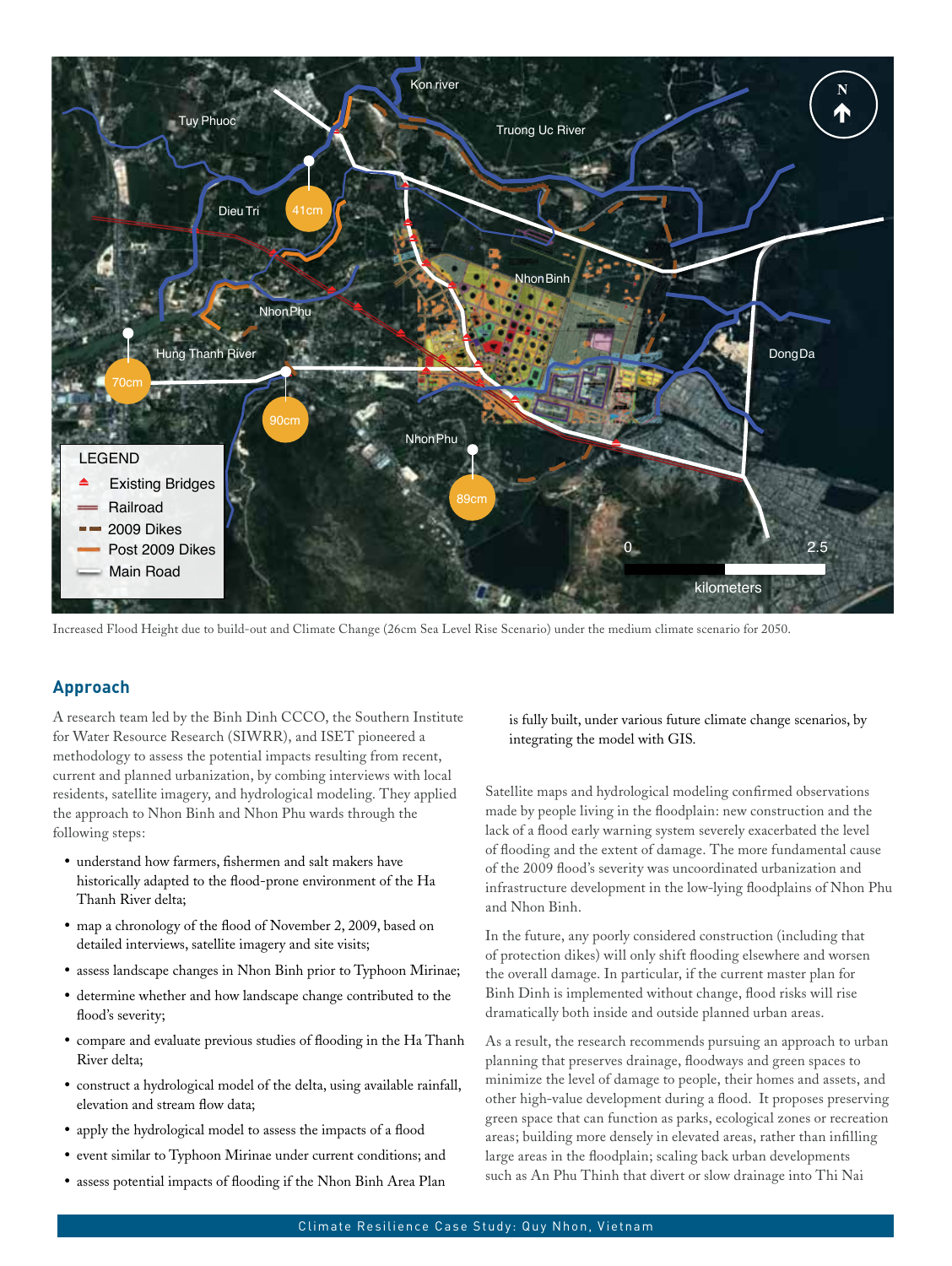Increased Flood Height due to build-out and Climate Change (26cm Sea Level Rise Scenario) under the medium climate scenario for 2050.

## Approach

A research team led by the Binh Dinh CCCO, the Southern Institute for Water Resource Research (SIWRR), and ISET pioneered a methodology to assess the potential impacts resulting from recent, current and planned urbanization, by combing interviews with local residents, satellite imagery, and hydrological modeling. They applied the approach to Nhon Binh and Nhon Phu wards through the following steps:

- understand how farmers, fishermen and salt makers have historically adapted to the flood-prone environment of the Ha Thanh River delta;
- map a chronology of the flood of November 2, 2009, based on detailed interviews, satellite imagery and site visits;
- assess landscape changes in Nhon Binh prior to Typhoon Mirinae;
- determine whether and how landscape change contributed to the flood's severity;
- compare and evaluate previous studies of flooding in the Ha Thanh River delta;
- construct a hydrological model of the delta, using available rainfall, elevation and stream flow data;
- apply the hydrological model to assess the impacts of a flood
- event similar to Typhoon Mirinae under current conditions; and
- assess potential impacts of flooding if the Nhon Binh Area Plan is fully built, under various future climate change scenarios, by integrating the model with GIS.

Satellite maps and hydrological modeling confirmed observations made by people living in the floodplain: new construction and the lack of a flood early warning system severely exacerbated the level of flooding and the extent of damage. The more fundamental cause of the 2009 flood's severity was uncoordinated urbanization and infrastructure development in the low-lying floodplains of Nhon Phu and Nhon Binh.

In the future, any poorly considered construction (including that of protection dikes) will only shift flooding elsewhere and worsen the overall damage. In particular, if the current master plan for Binh Dinh is implemented without change, flood risks will rise dramatically both inside and outside planned urban areas.

As a result, the research recommends pursuing an approach to urban planning that preserves drainage, floodways and green spaces to minimize the level of damage to people, their homes and assets, and other high-value development during a flood. It proposes preserving green space that can function as parks, ecological zones or recreation areas; building more densely in elevated areas, rather than infilling large areas in the floodplain; scaling back urban developments such as An Phu Thinh that divert or slow drainage into Thi Nai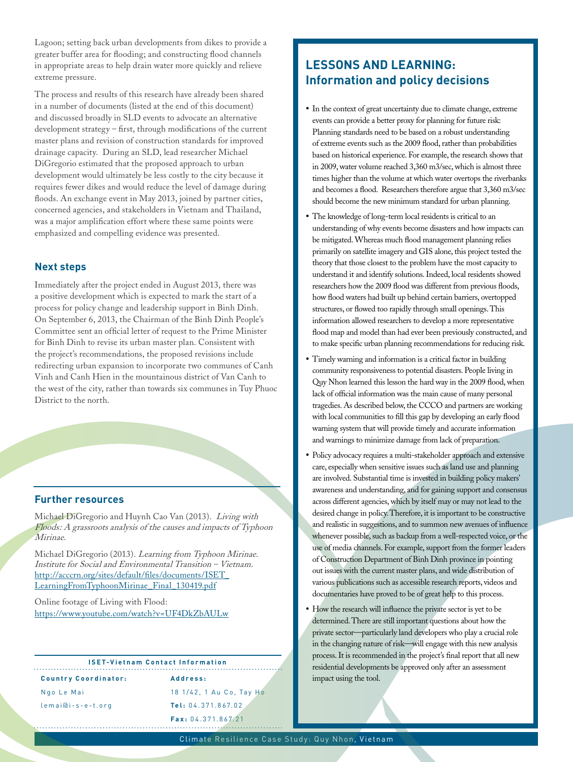Lagoon; setting back urban developments from dikes to provide a greater buffer area for flooding; and constructing flood channels in appropriate areas to help drain water more quickly and relieve extreme pressure.

The process and results of this research have already been shared in a number of documents (listed at the end of this document) and discussed broadly in SLD events to advocate an alternative development strategy – first, through modifications of the current master plans and revision of construction standards for improved drainage capacity. During an SLD, lead researcher Michael DiGregorio estimated that the proposed approach to urban development would ultimately be less costly to the city because it requires fewer dikes and would reduce the level of damage during floods. An exchange event in May 2013, joined by partner cities, concerned agencies, and stakeholders in Vietnam and Thailand, was a major amplification effort where these same points were emphasized and compelling evidence was presented.

### Next steps

Immediately after the project ended in August 2013, there was a positive development which is expected to mark the start of a process for policy change and leadership support in Binh Dinh. On September 6, 2013, the Chairman of the Binh Dinh People's Committee sent an official letter of request to the Prime Minister for Binh Dinh to revise its urban master plan. Consistent with the project's recommendations, the proposed revisions include redirecting urban expansion to incorporate two communes of Canh Vinh and Canh Hien in the mountainous district of Van Canh to the west of the city, rather than towards six communes in Tuy Phuoc District to the north.

### Further resources

Michael DiGregorio and Huynh Cao Van (2013). *Living with Floods: A grassroots analysis of the causes and impacts of Typhoon Mirinae.*

Michael DiGregorio (2013). *Learning from Typhoon Mirinae. Institute for Social and Environmental Transition – Vietnam.* http://acccrn.org/sites/default/files/documents/ISET_LearningFromTyphoonMirinae_Final_130419.pdf

Online footage of Living with Flood: https://www.youtube.com/watch?v=UF4DkZbAULw

**ISET-Vietnam Contact Information**

| Country Coordinator: | Address: |
|---|---|
| Ngo Le Mai | 18 1/42, 1 Au Co, Tay Ho |
| lemai@i-s-e-t.org | **Tel:** 04.371.867.02 |
| | **Fax:** 04.371.867.21 |

## LESSONS AND LEARNING: Information and policy decisions

- In the context of great uncertainty due to climate change, extreme events can provide a better proxy for planning for future risk: Planning standards need to be based on a robust understanding of extreme events such as the 2009 flood, rather than probabilities based on historical experience. For example, the research shows that in 2009, water volume reached 3,360 m3/sec, which is almost three times higher than the volume at which water overtops the riverbanks and becomes a flood. Researchers therefore argue that 3,360 m3/sec should become the new minimum standard for urban planning.
- The knowledge of long-term local residents is critical to an understanding of why events become disasters and how impacts can be mitigated. Whereas much flood management planning relies primarily on satellite imagery and GIS alone, this project tested the theory that those closest to the problem have the most capacity to understand it and identify solutions. Indeed, local residents showed researchers how the 2009 flood was different from previous floods, how flood waters had built up behind certain barriers, overtopped structures, or flowed too rapidly through small openings. This information allowed researchers to develop a more representative flood map and model than had ever been previously constructed, and to make specific urban planning recommendations for reducing risk.
- Timely warning and information is a critical factor in building community responsiveness to potential disasters. People living in Quy Nhon learned this lesson the hard way in the 2009 flood, when lack of official information was the main cause of many personal tragedies. As described below, the CCCO and partners are working with local communities to fill this gap by developing an early flood warning system that will provide timely and accurate information and warnings to minimize damage from lack of preparation.
- Policy advocacy requires a multi-stakeholder approach and extensive care, especially when sensitive issues such as land use and planning are involved. Substantial time is invested in building policy makers' awareness and understanding, and for gaining support and consensus across different agencies, which by itself may or may not lead to the desired change in policy. Therefore, it is important to be constructive and realistic in suggestions, and to summon new avenues of influence whenever possible, such as backup from a well-respected voice, or the use of media channels. For example, support from the former leaders of Construction Department of Binh Dinh province in pointing out issues with the current master plans, and wide distribution of various publications such as accessible research reports, videos and documentaries have proved to be of great help to this process.
- How the research will influence the private sector is yet to be determined. There are still important questions about how the private sector—particularly land developers who play a crucial role in the changing nature of risk—will engage with this new analysis process. It is recommended in the project's final report that all new residential developments be approved only after an assessment impact using the tool.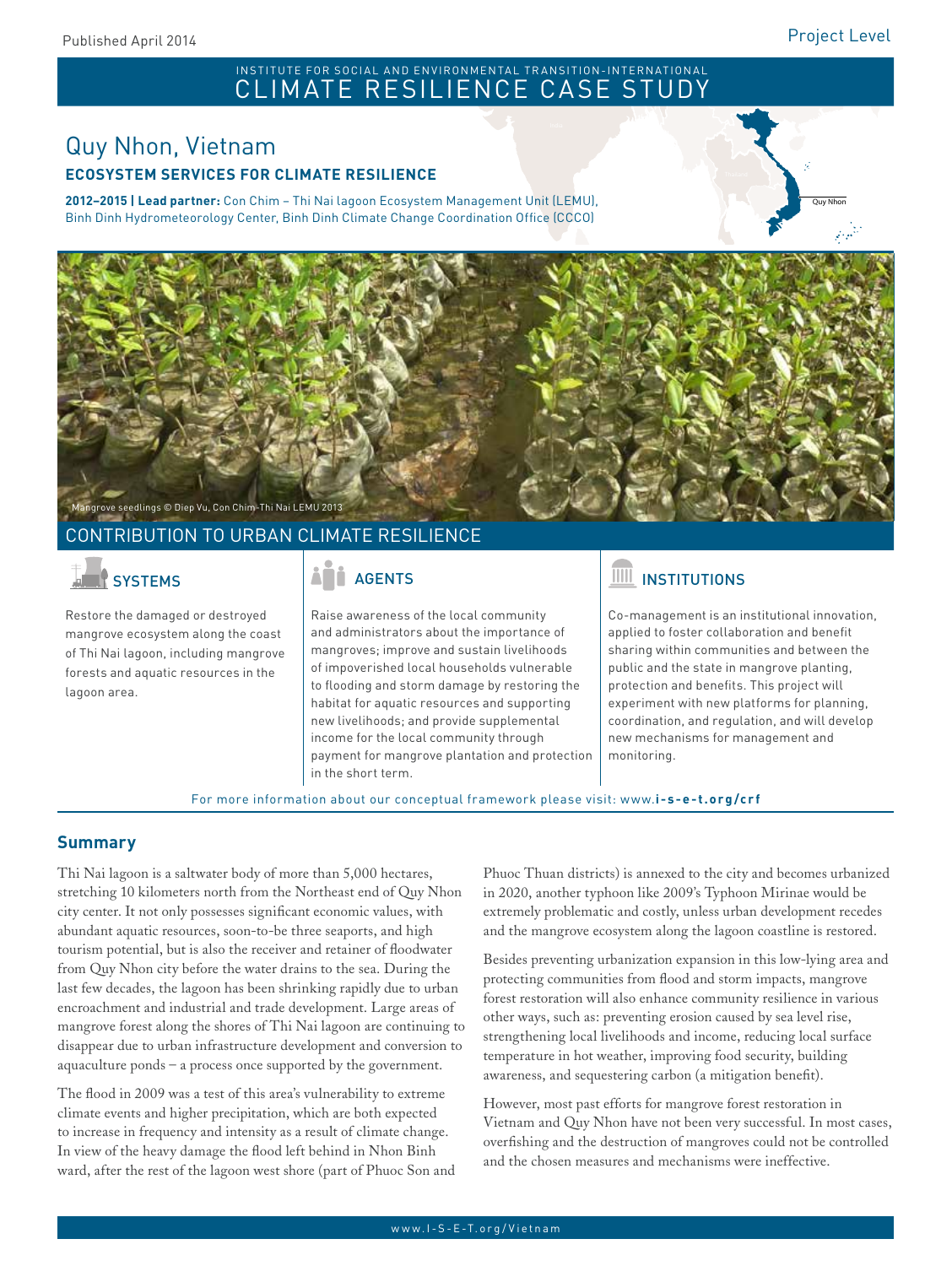Published April 2014

Project Level

INSTITUTE FOR SOCIAL AND ENVIRONMENTAL TRANSITION-INTERNATIONAL

# CLIMATE RESILIENCE CASE STUDY

## Quy Nhon, Vietnam

### ECOSYSTEM SERVICES FOR CLIMATE RESILIENCE

**2012–2015 | Lead partner:** Con Chim – Thi Nai lagoon Ecosystem Management Unit (LEMU), Binh Dinh Hydrometeorology Center, Binh Dinh Climate Change Coordination Office (CCCO)

Mangrove seedlings © Diep Vu, Con Chim-Thi Nai LEMU 2013

## CONTRIBUTION TO URBAN CLIMATE RESILIENCE

### SYSTEMS

Restore the damaged or destroyed mangrove ecosystem along the coast of Thi Nai lagoon, including mangrove forests and aquatic resources in the lagoon area.

### AGENTS

Raise awareness of the local community and administrators about the importance of mangroves; improve and sustain livelihoods of impoverished local households vulnerable to flooding and storm damage by restoring the habitat for aquatic resources and supporting new livelihoods; and provide supplemental income for the local community through payment for mangrove plantation and protection in the short term.

### INSTITUTIONS

Co-management is an institutional innovation, applied to foster collaboration and benefit sharing within communities and between the public and the state in mangrove planting, protection and benefits. This project will experiment with new platforms for planning, coordination, and regulation, and will develop new mechanisms for management and monitoring.

For more information about our conceptual framework please visit: www.**i-s-e-t.org/crf**

## Summary

Thi Nai lagoon is a saltwater body of more than 5,000 hectares, stretching 10 kilometers north from the Northeast end of Quy Nhon city center. It not only possesses significant economic values, with abundant aquatic resources, soon-to-be three seaports, and high tourism potential, but is also the receiver and retainer of floodwater from Quy Nhon city before the water drains to the sea. During the last few decades, the lagoon has been shrinking rapidly due to urban encroachment and industrial and trade development. Large areas of mangrove forest along the shores of Thi Nai lagoon are continuing to disappear due to urban infrastructure development and conversion to aquaculture ponds – a process once supported by the government.

The flood in 2009 was a test of this area's vulnerability to extreme climate events and higher precipitation, which are both expected to increase in frequency and intensity as a result of climate change. In view of the heavy damage the flood left behind in Nhon Binh ward, after the rest of the lagoon west shore (part of Phuoc Son and Phuoc Thuan districts) is annexed to the city and becomes urbanized in 2020, another typhoon like 2009's Typhoon Mirinae would be extremely problematic and costly, unless urban development recedes and the mangrove ecosystem along the lagoon coastline is restored.

Besides preventing urbanization expansion in this low-lying area and protecting communities from flood and storm impacts, mangrove forest restoration will also enhance community resilience in various other ways, such as: preventing erosion caused by sea level rise, strengthening local livelihoods and income, reducing local surface temperature in hot weather, improving food security, building awareness, and sequestering carbon (a mitigation benefit).

However, most past efforts for mangrove forest restoration in Vietnam and Quy Nhon have not been very successful. In most cases, overfishing and the destruction of mangroves could not be controlled and the chosen measures and mechanisms were ineffective.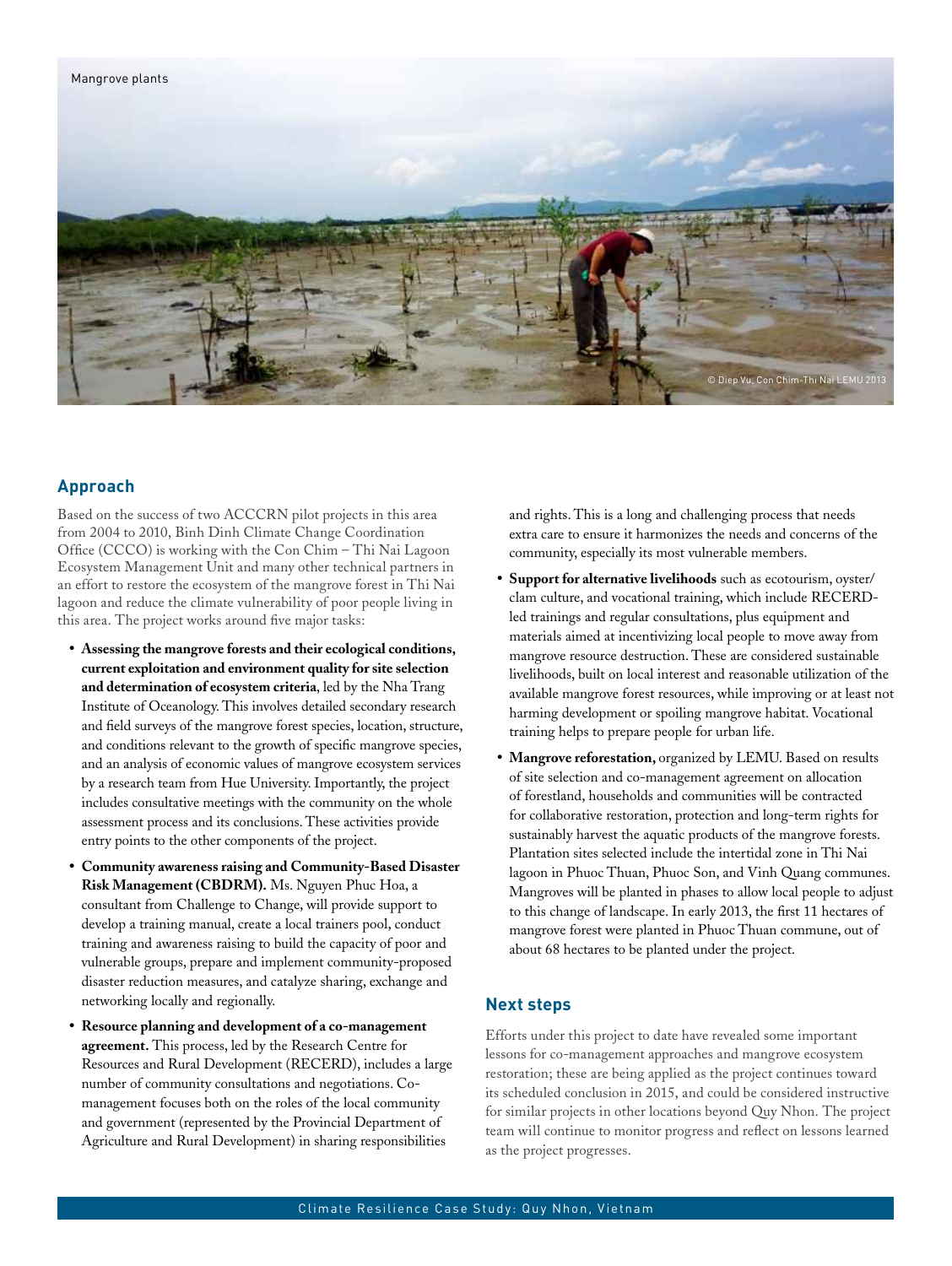Mangrove plants

© Diep Vu, Con Chim-Thi Nai LEMU 2013

## Approach

Based on the success of two ACCCRN pilot projects in this area from 2004 to 2010, Binh Dinh Climate Change Coordination Office (CCCO) is working with the Con Chim – Thi Nai Lagoon Ecosystem Management Unit and many other technical partners in an effort to restore the ecosystem of the mangrove forest in Thi Nai lagoon and reduce the climate vulnerability of poor people living in this area. The project works around five major tasks:

- **Assessing the mangrove forests and their ecological conditions, current exploitation and environment quality for site selection and determination of ecosystem criteria**, led by the Nha Trang Institute of Oceanology. This involves detailed secondary research and field surveys of the mangrove forest species, location, structure, and conditions relevant to the growth of specific mangrove species, and an analysis of economic values of mangrove ecosystem services by a research team from Hue University. Importantly, the project includes consultative meetings with the community on the whole assessment process and its conclusions. These activities provide entry points to the other components of the project.
- **Community awareness raising and Community-Based Disaster Risk Management (CBDRM).** Ms. Nguyen Phuc Hoa, a consultant from Challenge to Change, will provide support to develop a training manual, create a local trainers pool, conduct training and awareness raising to build the capacity of poor and vulnerable groups, prepare and implement community-proposed disaster reduction measures, and catalyze sharing, exchange and networking locally and regionally.
- **Resource planning and development of a co-management agreement.** This process, led by the Research Centre for Resources and Rural Development (RECERD), includes a large number of community consultations and negotiations. Co-management focuses both on the roles of the local community and government (represented by the Provincial Department of Agriculture and Rural Development) in sharing responsibilities and rights. This is a long and challenging process that needs extra care to ensure it harmonizes the needs and concerns of the community, especially its most vulnerable members.
- **Support for alternative livelihoods** such as ecotourism, oyster/clam culture, and vocational training, which include RECERD-led trainings and regular consultations, plus equipment and materials aimed at incentivizing local people to move away from mangrove resource destruction. These are considered sustainable livelihoods, built on local interest and reasonable utilization of the available mangrove forest resources, while improving or at least not harming development or spoiling mangrove habitat. Vocational training helps to prepare people for urban life.
- **Mangrove reforestation,** organized by LEMU. Based on results of site selection and co-management agreement on allocation of forestland, households and communities will be contracted for collaborative restoration, protection and long-term rights for sustainably harvest the aquatic products of the mangrove forests. Plantation sites selected include the intertidal zone in Thi Nai lagoon in Phuoc Thuan, Phuoc Son, and Vinh Quang communes. Mangroves will be planted in phases to allow local people to adjust to this change of landscape. In early 2013, the first 11 hectares of mangrove forest were planted in Phuoc Thuan commune, out of about 68 hectares to be planted under the project.

## Next steps

Efforts under this project to date have revealed some important lessons for co-management approaches and mangrove ecosystem restoration; these are being applied as the project continues toward its scheduled conclusion in 2015, and could be considered instructive for similar projects in other locations beyond Quy Nhon. The project team will continue to monitor progress and reflect on lessons learned as the project progresses.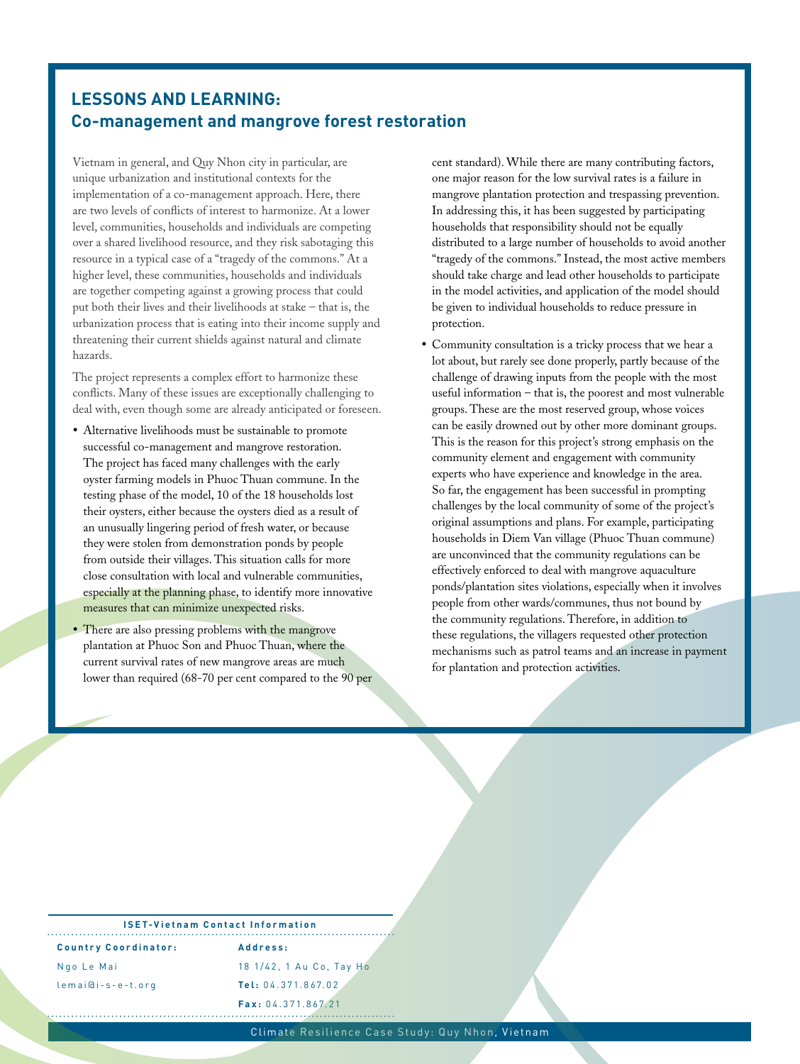## LESSONS AND LEARNING:
## Co-management and mangrove forest restoration

Vietnam in general, and Quy Nhon city in particular, are unique urbanization and institutional contexts for the implementation of a co-management approach. Here, there are two levels of conflicts of interest to harmonize. At a lower level, communities, households and individuals are competing over a shared livelihood resource, and they risk sabotaging this resource in a typical case of a "tragedy of the commons." At a higher level, these communities, households and individuals are together competing against a growing process that could put both their lives and their livelihoods at stake – that is, the urbanization process that is eating into their income supply and threatening their current shields against natural and climate hazards.

The project represents a complex effort to harmonize these conflicts. Many of these issues are exceptionally challenging to deal with, even though some are already anticipated or foreseen.

- Alternative livelihoods must be sustainable to promote successful co-management and mangrove restoration. The project has faced many challenges with the early oyster farming models in Phuoc Thuan commune. In the testing phase of the model, 10 of the 18 households lost their oysters, either because the oysters died as a result of an unusually lingering period of fresh water, or because they were stolen from demonstration ponds by people from outside their villages. This situation calls for more close consultation with local and vulnerable communities, especially at the planning phase, to identify more innovative measures that can minimize unexpected risks.
- There are also pressing problems with the mangrove plantation at Phuoc Son and Phuoc Thuan, where the current survival rates of new mangrove areas are much lower than required (68-70 per cent compared to the 90 per cent standard). While there are many contributing factors, one major reason for the low survival rates is a failure in mangrove plantation protection and trespassing prevention. In addressing this, it has been suggested by participating households that responsibility should not be equally distributed to a large number of households to avoid another "tragedy of the commons." Instead, the most active members should take charge and lead other households to participate in the model activities, and application of the model should be given to individual households to reduce pressure in protection.
- Community consultation is a tricky process that we hear a lot about, but rarely see done properly, partly because of the challenge of drawing inputs from the people with the most useful information – that is, the poorest and most vulnerable groups. These are the most reserved group, whose voices can be easily drowned out by other more dominant groups. This is the reason for this project's strong emphasis on the community element and engagement with community experts who have experience and knowledge in the area. So far, the engagement has been successful in prompting challenges by the local community of some of the project's original assumptions and plans. For example, participating households in Diem Van village (Phuoc Thuan commune) are unconvinced that the community regulations can be effectively enforced to deal with mangrove aquaculture ponds/plantation sites violations, especially when it involves people from other wards/communes, thus not bound by the community regulations. Therefore, in addition to these regulations, the villagers requested other protection mechanisms such as patrol teams and an increase in payment for plantation and protection activities.

**ISET-Vietnam Contact Information**

**Country Coordinator:**
Ngo Le Mai
lemai@i-s-e-t.org

**Address:**
18 1/42, 1 Au Co, Tay Ho
**Tel:** 04.371.867.02
**Fax:** 04.371.867.21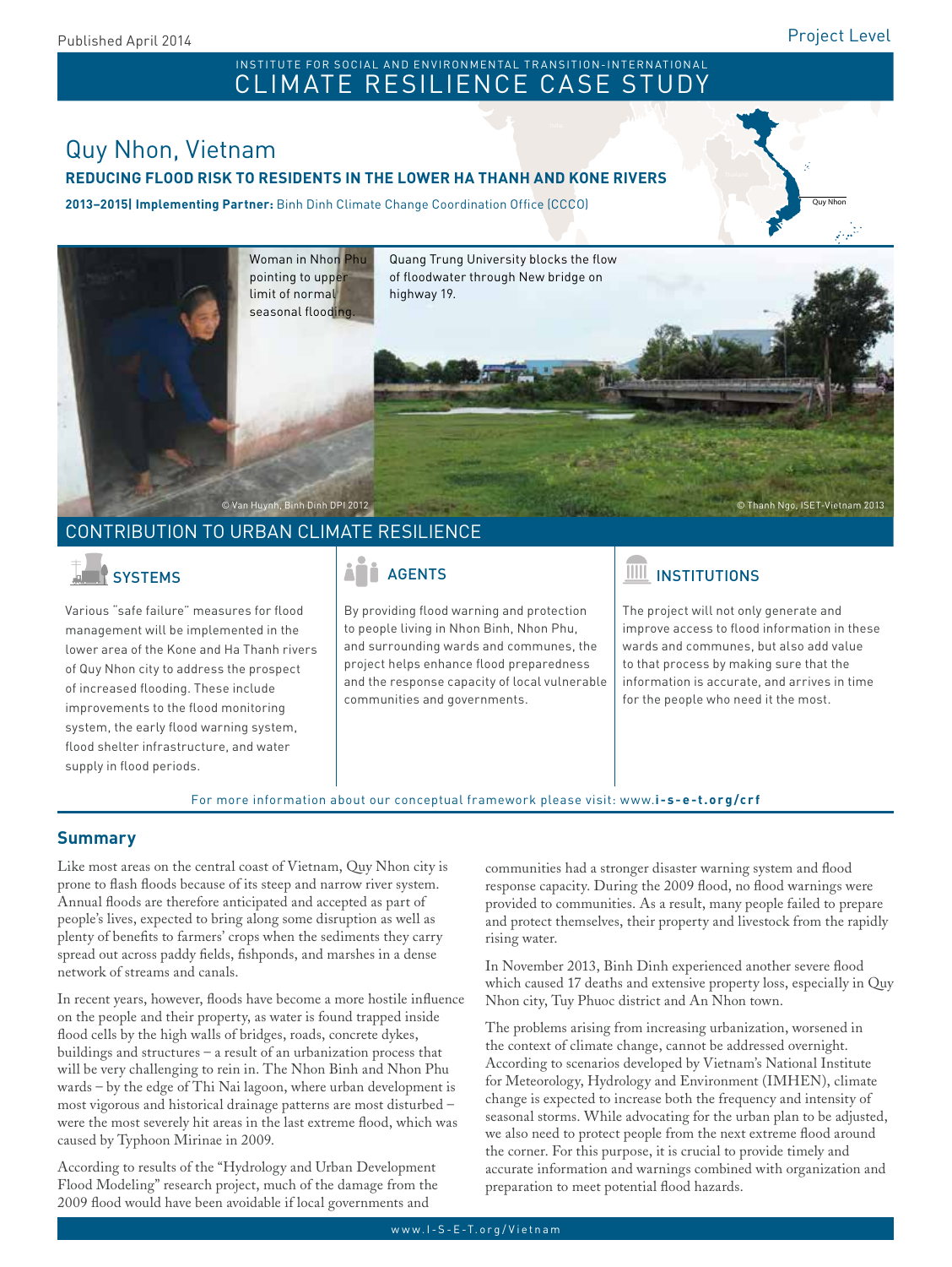Published April 2014

Project Level

INSTITUTE FOR SOCIAL AND ENVIRONMENTAL TRANSITION-INTERNATIONAL

# CLIMATE RESILIENCE CASE STUDY

## Quy Nhon, Vietnam

**REDUCING FLOOD RISK TO RESIDENTS IN THE LOWER HA THANH AND KONE RIVERS**

**2013–2015| Implementing Partner:** Binh Dinh Climate Change Coordination Office (CCCO)

Woman in Nhon Phu pointing to upper limit of normal seasonal flooding.

© Van Huynh, Binh Dinh DPI 2012

Quang Trung University blocks the flow of floodwater through New bridge on highway 19.

© Thanh Ngo, ISET-Vietnam 2013

## CONTRIBUTION TO URBAN CLIMATE RESILIENCE

### SYSTEMS

Various "safe failure" measures for flood management will be implemented in the lower area of the Kone and Ha Thanh rivers of Quy Nhon city to address the prospect of increased flooding. These include improvements to the flood monitoring system, the early flood warning system, flood shelter infrastructure, and water supply in flood periods.

### AGENTS

By providing flood warning and protection to people living in Nhon Binh, Nhon Phu, and surrounding wards and communes, the project helps enhance flood preparedness and the response capacity of local vulnerable communities and governments.

### INSTITUTIONS

The project will not only generate and improve access to flood information in these wards and communes, but also add value to that process by making sure that the information is accurate, and arrives in time for the people who need it the most.

For more information about our conceptual framework please visit: www.**i-s-e-t.org/crf**

## Summary

Like most areas on the central coast of Vietnam, Quy Nhon city is prone to flash floods because of its steep and narrow river system. Annual floods are therefore anticipated and accepted as part of people's lives, expected to bring along some disruption as well as plenty of benefits to farmers' crops when the sediments they carry spread out across paddy fields, fishponds, and marshes in a dense network of streams and canals.

In recent years, however, floods have become a more hostile influence on the people and their property, as water is found trapped inside flood cells by the high walls of bridges, roads, concrete dykes, buildings and structures – a result of an urbanization process that will be very challenging to rein in. The Nhon Binh and Nhon Phu wards – by the edge of Thi Nai lagoon, where urban development is most vigorous and historical drainage patterns are most disturbed – were the most severely hit areas in the last extreme flood, which was caused by Typhoon Mirinae in 2009.

According to results of the "Hydrology and Urban Development Flood Modeling" research project, much of the damage from the 2009 flood would have been avoidable if local governments and communities had a stronger disaster warning system and flood response capacity. During the 2009 flood, no flood warnings were provided to communities. As a result, many people failed to prepare and protect themselves, their property and livestock from the rapidly rising water.

In November 2013, Binh Dinh experienced another severe flood which caused 17 deaths and extensive property loss, especially in Quy Nhon city, Tuy Phuoc district and An Nhon town.

The problems arising from increasing urbanization, worsened in the context of climate change, cannot be addressed overnight. According to scenarios developed by Vietnam's National Institute for Meteorology, Hydrology and Environment (IMHEN), climate change is expected to increase both the frequency and intensity of seasonal storms. While advocating for the urban plan to be adjusted, we also need to protect people from the next extreme flood around the corner. For this purpose, it is crucial to provide timely and accurate information and warnings combined with organization and preparation to meet potential flood hazards.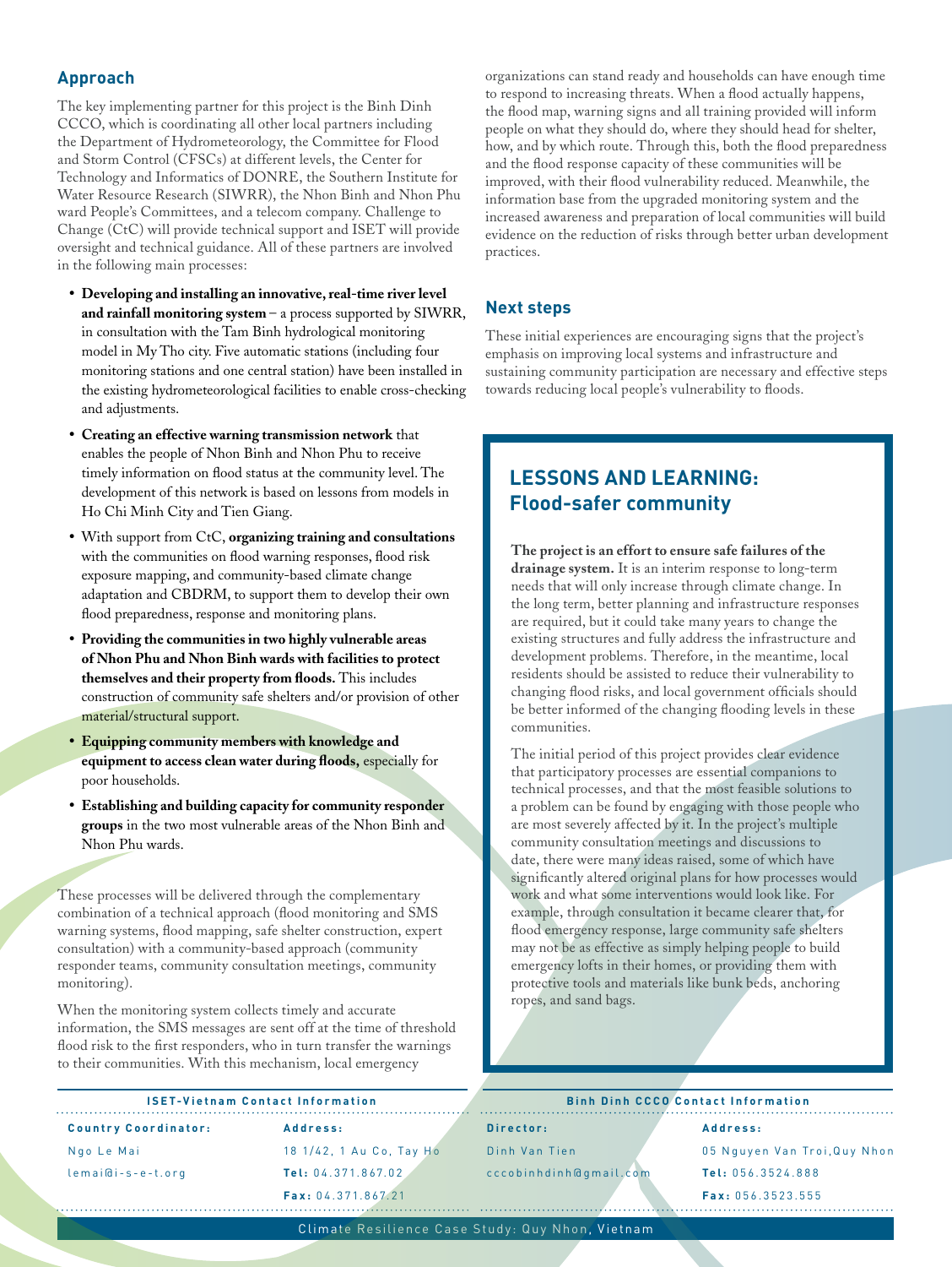## Approach

The key implementing partner for this project is the Binh Dinh CCCO, which is coordinating all other local partners including the Department of Hydrometeorology, the Committee for Flood and Storm Control (CFSCs) at different levels, the Center for Technology and Informatics of DONRE, the Southern Institute for Water Resource Research (SIWRR), the Nhon Binh and Nhon Phu ward People's Committees, and a telecom company. Challenge to Change (CtC) will provide technical support and ISET will provide oversight and technical guidance. All of these partners are involved in the following main processes:

- **Developing and installing an innovative, real-time river level and rainfall monitoring system** – a process supported by SIWRR, in consultation with the Tam Binh hydrological monitoring model in My Tho city. Five automatic stations (including four monitoring stations and one central station) have been installed in the existing hydrometeorological facilities to enable cross-checking and adjustments.
- **Creating an effective warning transmission network** that enables the people of Nhon Binh and Nhon Phu to receive timely information on flood status at the community level. The development of this network is based on lessons from models in Ho Chi Minh City and Tien Giang.
- With support from CtC, **organizing training and consultations** with the communities on flood warning responses, flood risk exposure mapping, and community-based climate change adaptation and CBDRM, to support them to develop their own flood preparedness, response and monitoring plans.
- **Providing the communities in two highly vulnerable areas of Nhon Phu and Nhon Binh wards with facilities to protect themselves and their property from floods.** This includes construction of community safe shelters and/or provision of other material/structural support.
- **Equipping community members with knowledge and equipment to access clean water during floods,** especially for poor households.
- **Establishing and building capacity for community responder groups** in the two most vulnerable areas of the Nhon Binh and Nhon Phu wards.

These processes will be delivered through the complementary combination of a technical approach (flood monitoring and SMS warning systems, flood mapping, safe shelter construction, expert consultation) with a community-based approach (community responder teams, community consultation meetings, community monitoring).

When the monitoring system collects timely and accurate information, the SMS messages are sent off at the time of threshold flood risk to the first responders, who in turn transfer the warnings to their communities. With this mechanism, local emergency organizations can stand ready and households can have enough time to respond to increasing threats. When a flood actually happens, the flood map, warning signs and all training provided will inform people on what they should do, where they should head for shelter, how, and by which route. Through this, both the flood preparedness and the flood response capacity of these communities will be improved, with their flood vulnerability reduced. Meanwhile, the information base from the upgraded monitoring system and the increased awareness and preparation of local communities will build evidence on the reduction of risks through better urban development practices.

## Next steps

These initial experiences are encouraging signs that the project's emphasis on improving local systems and infrastructure and sustaining community participation are necessary and effective steps towards reducing local people's vulnerability to floods.

## LESSONS AND LEARNING: Flood-safer community

**The project is an effort to ensure safe failures of the drainage system.** It is an interim response to long-term needs that will only increase through climate change. In the long term, better planning and infrastructure responses are required, but it could take many years to change the existing structures and fully address the infrastructure and development problems. Therefore, in the meantime, local residents should be assisted to reduce their vulnerability to changing flood risks, and local government officials should be better informed of the changing flooding levels in these communities.

The initial period of this project provides clear evidence that participatory processes are essential companions to technical processes, and that the most feasible solutions to a problem can be found by engaging with those people who are most severely affected by it. In the project's multiple community consultation meetings and discussions to date, there were many ideas raised, some of which have significantly altered original plans for how processes would work and what some interventions would look like. For example, through consultation it became clearer that, for flood emergency response, large community safe shelters may not be as effective as simply helping people to build emergency lofts in their homes, or providing them with protective tools and materials like bunk beds, anchoring ropes, and sand bags.

**ISET-Vietnam Contact Information**

| Country Coordinator: | Address: |
|---|---|
| Ngo Le Mai | 18 1/42, 1 Au Co, Tay Ho |
| lemai@i-s-e-t.org | **Tel:** 04.371.867.02 |
| | **Fax:** 04.371.867.21 |

**Binh Dinh CCCO Contact Information**

| Director: | Address: |
|---|---|
| Dinh Van Tien | 05 Nguyen Van Troi,Quy Nhon |
| cccobinhdinh@gmail.com | **Tel:** 056.3524.888 |
| | **Fax:** 056.3523.555 |